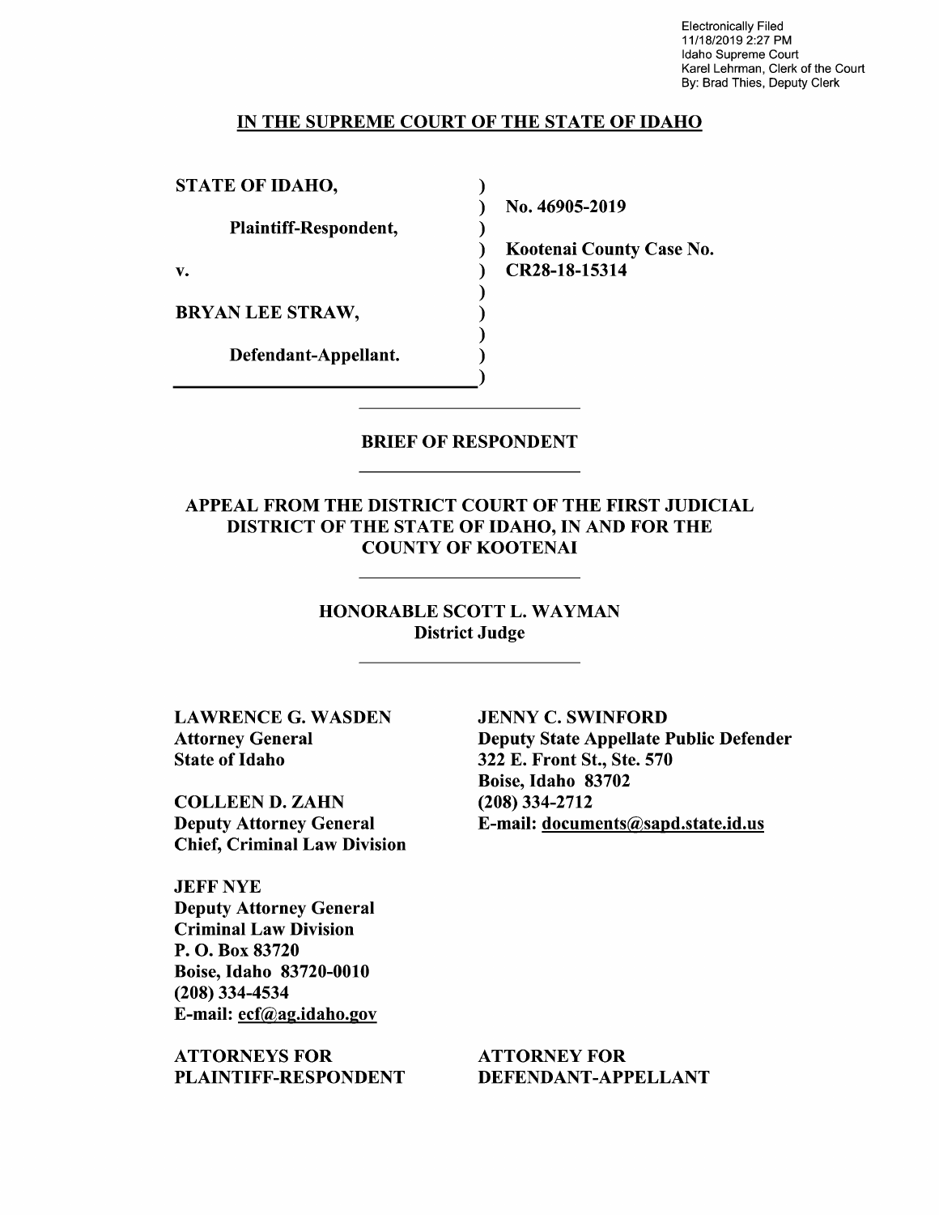Electronically Filed
11/18/2019 2:27 PM
Idaho Supreme Court
Karel Lehrman, Clerk of the Court
By: Brad Thies, Deputy Clerk

# IN THE SUPREME COURT OF THE STATE OF IDAHO

| | |
|---|---|
| **STATE OF IDAHO,** | |
| | **No. 46905-2019** |
| **Plaintiff-Respondent,** | |
| | **Kootenai County Case No.** |
| **v.** | **CR28-18-15314** |
| **BRYAN LEE STRAW,** | |
| **Defendant-Appellant.** | |

## BRIEF OF RESPONDENT

### APPEAL FROM THE DISTRICT COURT OF THE FIRST JUDICIAL DISTRICT OF THE STATE OF IDAHO, IN AND FOR THE COUNTY OF KOOTENAI

**HONORABLE SCOTT L. WAYMAN**
**District Judge**

**LAWRENCE G. WASDEN**
**Attorney General**
**State of Idaho**

**COLLEEN D. ZAHN**
**Deputy Attorney General**
**Chief, Criminal Law Division**

**JEFF NYE**
**Deputy Attorney General**
**Criminal Law Division**
**P. O. Box 83720**
**Boise, Idaho 83720-0010**
**(208) 334-4534**
**E-mail: ecf@ag.idaho.gov**

**ATTORNEYS FOR PLAINTIFF-RESPONDENT**

**JENNY C. SWINFORD**
**Deputy State Appellate Public Defender**
**322 E. Front St., Ste. 570**
**Boise, Idaho 83702**
**(208) 334-2712**
**E-mail: documents@sapd.state.id.us**

**ATTORNEY FOR DEFENDANT-APPELLANT**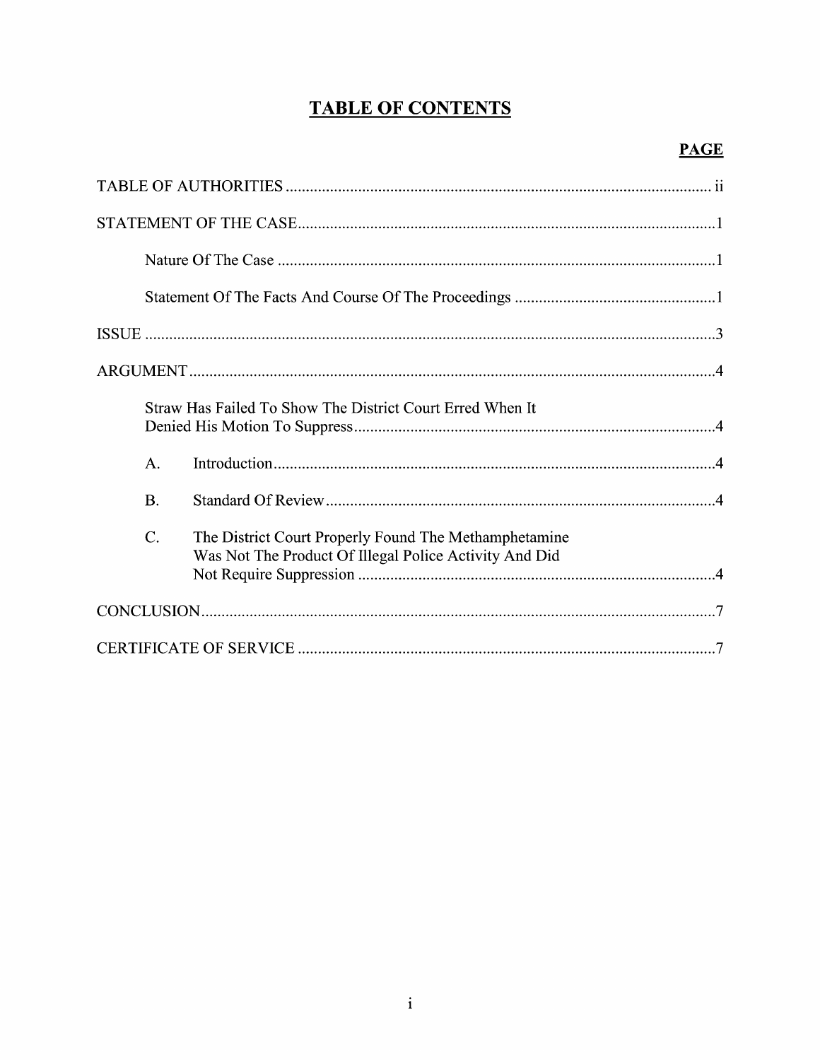# TABLE OF CONTENTS

| | PAGE |
|---|---|
| TABLE OF AUTHORITIES | ii |
| STATEMENT OF THE CASE | 1 |
| Nature Of The Case | 1 |
| Statement Of The Facts And Course Of The Proceedings | 1 |
| ISSUE | 3 |
| ARGUMENT | 4 |
| Straw Has Failed To Show The District Court Erred When It Denied His Motion To Suppress | 4 |
| A. Introduction | 4 |
| B. Standard Of Review | 4 |
| C. The District Court Properly Found The Methamphetamine Was Not The Product Of Illegal Police Activity And Did Not Require Suppression | 4 |
| CONCLUSION | 7 |
| CERTIFICATE OF SERVICE | 7 |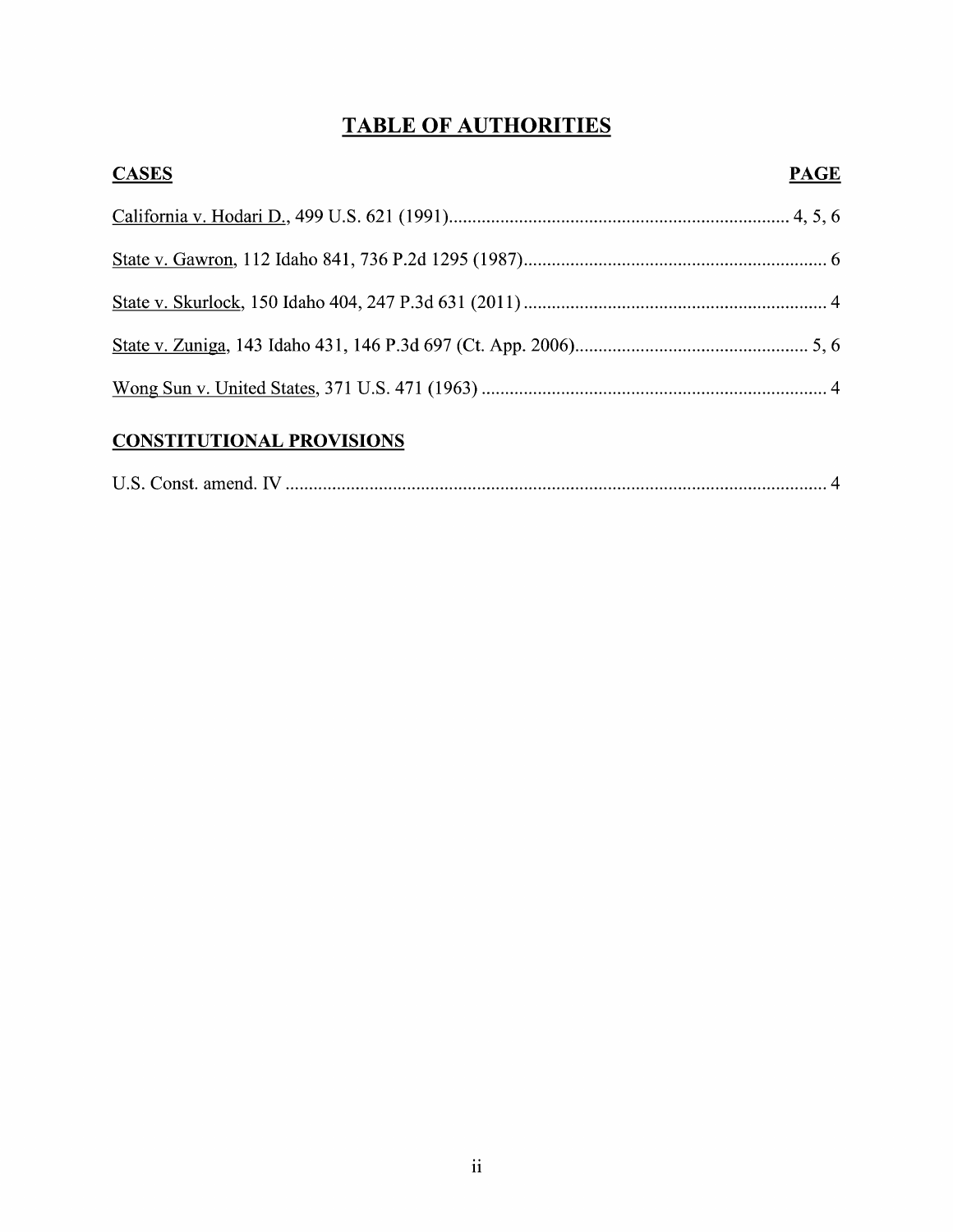# TABLE OF AUTHORITIES

| CASES | PAGE |
| --- | --- |
| California v. Hodari D., 499 U.S. 621 (1991) | 4, 5, 6 |
| State v. Gawron, 112 Idaho 841, 736 P.2d 1295 (1987) | 6 |
| State v. Skurlock, 150 Idaho 404, 247 P.3d 631 (2011) | 4 |
| State v. Zuniga, 143 Idaho 431, 146 P.3d 697 (Ct. App. 2006) | 5, 6 |
| Wong Sun v. United States, 371 U.S. 471 (1963) | 4 |

| CONSTITUTIONAL PROVISIONS | |
| --- | --- |
| U.S. Const. amend. IV | 4 |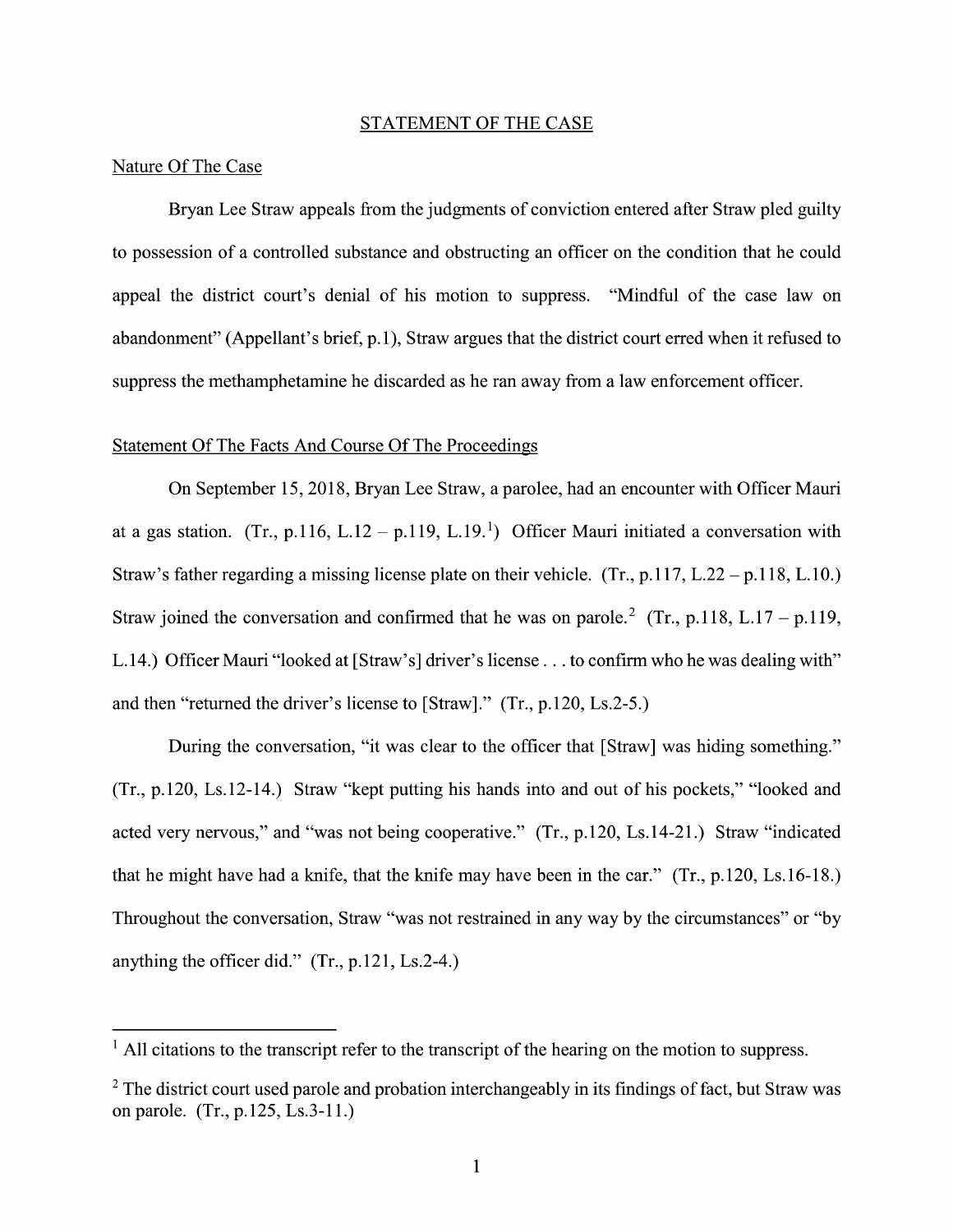## STATEMENT OF THE CASE

### Nature Of The Case

Bryan Lee Straw appeals from the judgments of conviction entered after Straw pled guilty to possession of a controlled substance and obstructing an officer on the condition that he could appeal the district court's denial of his motion to suppress. "Mindful of the case law on abandonment" (Appellant's brief, p.1), Straw argues that the district court erred when it refused to suppress the methamphetamine he discarded as he ran away from a law enforcement officer.

### Statement Of The Facts And Course Of The Proceedings

On September 15, 2018, Bryan Lee Straw, a parolee, had an encounter with Officer Mauri at a gas station. (Tr., p.116, L.12 – p.119, L.19.[1]) Officer Mauri initiated a conversation with Straw's father regarding a missing license plate on their vehicle. (Tr., p.117, L.22 – p.118, L.10.) Straw joined the conversation and confirmed that he was on parole.[2] (Tr., p.118, L.17 – p.119, L.14.) Officer Mauri "looked at [Straw's] driver's license . . . to confirm who he was dealing with" and then "returned the driver's license to [Straw]." (Tr., p.120, Ls.2-5.)

During the conversation, "it was clear to the officer that [Straw] was hiding something." (Tr., p.120, Ls.12-14.) Straw "kept putting his hands into and out of his pockets," "looked and acted very nervous," and "was not being cooperative." (Tr., p.120, Ls.14-21.) Straw "indicated that he might have had a knife, that the knife may have been in the car." (Tr., p.120, Ls.16-18.) Throughout the conversation, Straw "was not restrained in any way by the circumstances" or "by anything the officer did." (Tr., p.121, Ls.2-4.)

---

[1] All citations to the transcript refer to the transcript of the hearing on the motion to suppress.

[2] The district court used parole and probation interchangeably in its findings of fact, but Straw was on parole. (Tr., p.125, Ls.3-11.)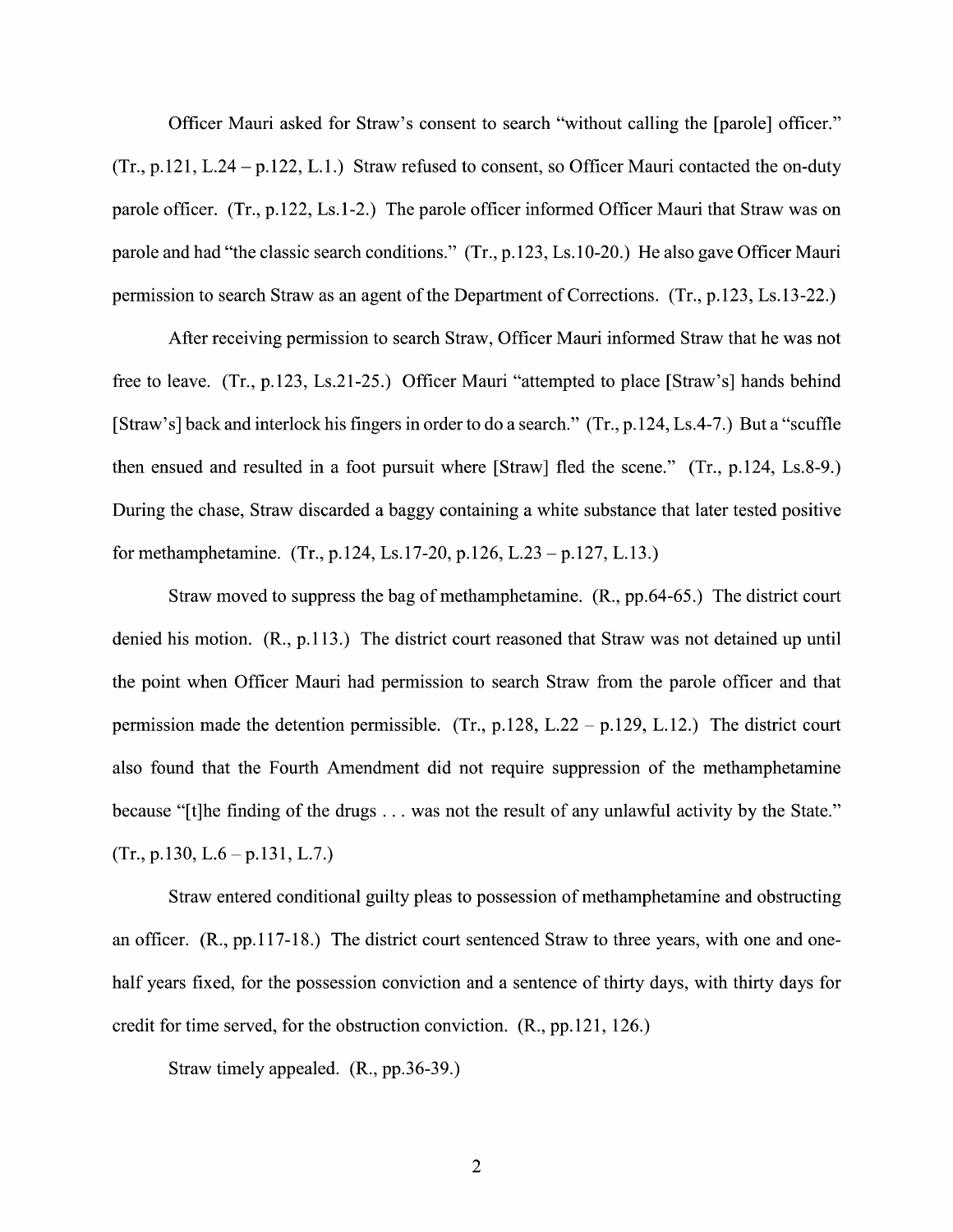Officer Mauri asked for Straw's consent to search "without calling the [parole] officer." (Tr., p.121, L.24 – p.122, L.1.) Straw refused to consent, so Officer Mauri contacted the on-duty parole officer. (Tr., p.122, Ls.1-2.) The parole officer informed Officer Mauri that Straw was on parole and had "the classic search conditions." (Tr., p.123, Ls.10-20.) He also gave Officer Mauri permission to search Straw as an agent of the Department of Corrections. (Tr., p.123, Ls.13-22.)

After receiving permission to search Straw, Officer Mauri informed Straw that he was not free to leave. (Tr., p.123, Ls.21-25.) Officer Mauri "attempted to place [Straw's] hands behind [Straw's] back and interlock his fingers in order to do a search." (Tr., p.124, Ls.4-7.) But a "scuffle then ensued and resulted in a foot pursuit where [Straw] fled the scene." (Tr., p.124, Ls.8-9.) During the chase, Straw discarded a baggy containing a white substance that later tested positive for methamphetamine. (Tr., p.124, Ls.17-20, p.126, L.23 – p.127, L.13.)

Straw moved to suppress the bag of methamphetamine. (R., pp.64-65.) The district court denied his motion. (R., p.113.) The district court reasoned that Straw was not detained up until the point when Officer Mauri had permission to search Straw from the parole officer and that permission made the detention permissible. (Tr., p.128, L.22 – p.129, L.12.) The district court also found that the Fourth Amendment did not require suppression of the methamphetamine because "[t]he finding of the drugs . . . was not the result of any unlawful activity by the State." (Tr., p.130, L.6 – p.131, L.7.)

Straw entered conditional guilty pleas to possession of methamphetamine and obstructing an officer. (R., pp.117-18.) The district court sentenced Straw to three years, with one and one-half years fixed, for the possession conviction and a sentence of thirty days, with thirty days for credit for time served, for the obstruction conviction. (R., pp.121, 126.)

Straw timely appealed. (R., pp.36-39.)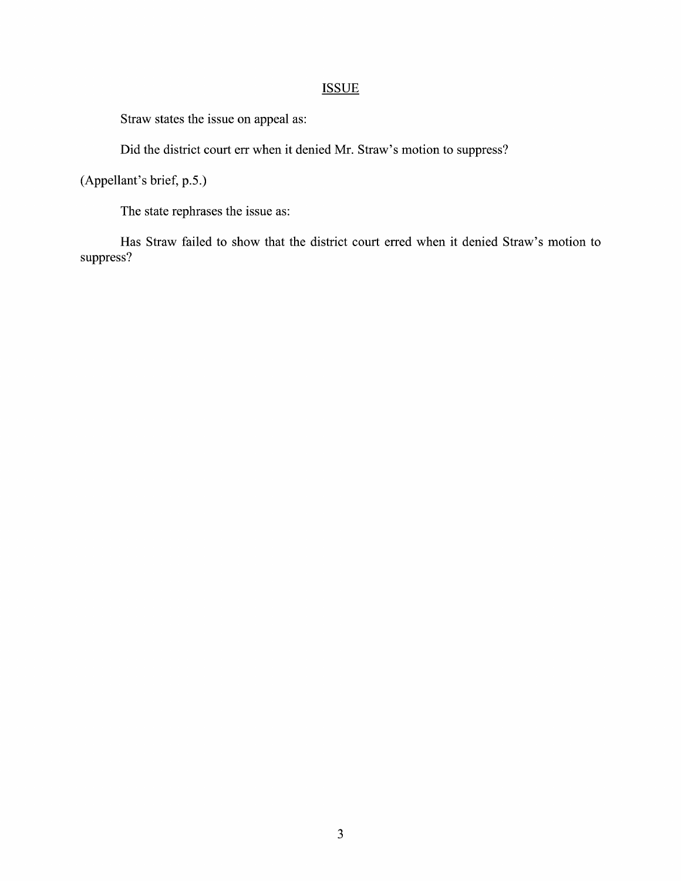## ISSUE

Straw states the issue on appeal as:

Did the district court err when it denied Mr. Straw's motion to suppress?

(Appellant's brief, p.5.)

The state rephrases the issue as:

Has Straw failed to show that the district court erred when it denied Straw's motion to suppress?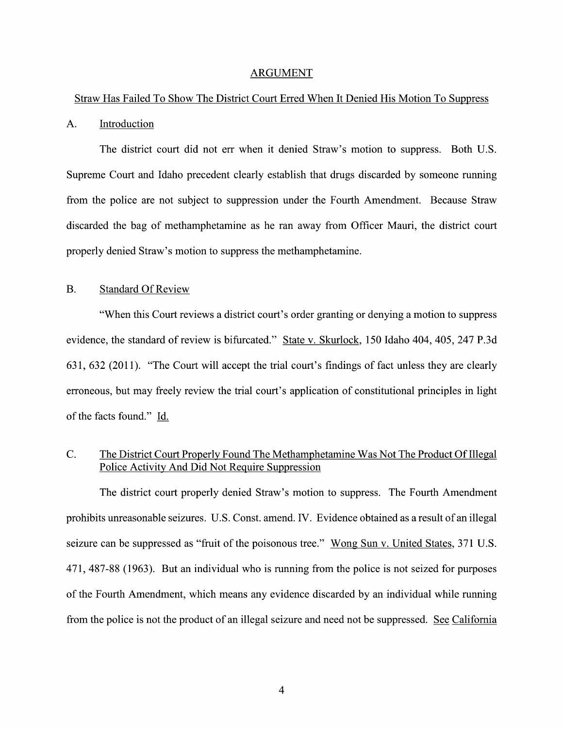## ARGUMENT

Straw Has Failed To Show The District Court Erred When It Denied His Motion To Suppress

### A. Introduction

The district court did not err when it denied Straw's motion to suppress. Both U.S. Supreme Court and Idaho precedent clearly establish that drugs discarded by someone running from the police are not subject to suppression under the Fourth Amendment. Because Straw discarded the bag of methamphetamine as he ran away from Officer Mauri, the district court properly denied Straw's motion to suppress the methamphetamine.

### B. Standard Of Review

"When this Court reviews a district court's order granting or denying a motion to suppress evidence, the standard of review is bifurcated." State v. Skurlock, 150 Idaho 404, 405, 247 P.3d 631, 632 (2011). "The Court will accept the trial court's findings of fact unless they are clearly erroneous, but may freely review the trial court's application of constitutional principles in light of the facts found." Id.

### C. The District Court Properly Found The Methamphetamine Was Not The Product Of Illegal Police Activity And Did Not Require Suppression

The district court properly denied Straw's motion to suppress. The Fourth Amendment prohibits unreasonable seizures. U.S. Const. amend. IV. Evidence obtained as a result of an illegal seizure can be suppressed as "fruit of the poisonous tree." Wong Sun v. United States, 371 U.S. 471, 487-88 (1963). But an individual who is running from the police is not seized for purposes of the Fourth Amendment, which means any evidence discarded by an individual while running from the police is not the product of an illegal seizure and need not be suppressed. See California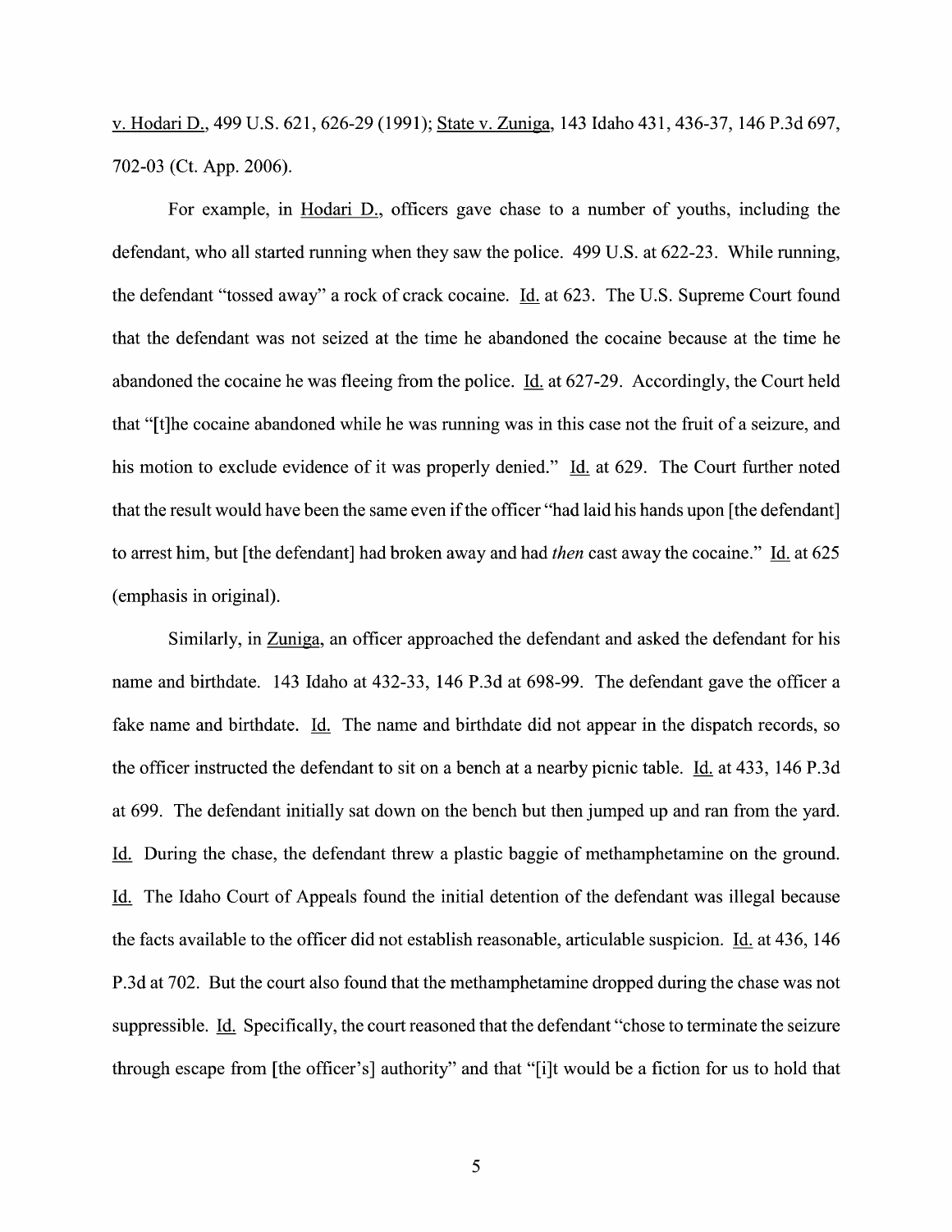v. Hodari D., 499 U.S. 621, 626-29 (1991); State v. Zuniga, 143 Idaho 431, 436-37, 146 P.3d 697, 702-03 (Ct. App. 2006).

For example, in Hodari D., officers gave chase to a number of youths, including the defendant, who all started running when they saw the police. 499 U.S. at 622-23. While running, the defendant "tossed away" a rock of crack cocaine. Id. at 623. The U.S. Supreme Court found that the defendant was not seized at the time he abandoned the cocaine because at the time he abandoned the cocaine he was fleeing from the police. Id. at 627-29. Accordingly, the Court held that "[t]he cocaine abandoned while he was running was in this case not the fruit of a seizure, and his motion to exclude evidence of it was properly denied." Id. at 629. The Court further noted that the result would have been the same even if the officer "had laid his hands upon [the defendant] to arrest him, but [the defendant] had broken away and had *then* cast away the cocaine." Id. at 625 (emphasis in original).

Similarly, in Zuniga, an officer approached the defendant and asked the defendant for his name and birthdate. 143 Idaho at 432-33, 146 P.3d at 698-99. The defendant gave the officer a fake name and birthdate. Id. The name and birthdate did not appear in the dispatch records, so the officer instructed the defendant to sit on a bench at a nearby picnic table. Id. at 433, 146 P.3d at 699. The defendant initially sat down on the bench but then jumped up and ran from the yard. Id. During the chase, the defendant threw a plastic baggie of methamphetamine on the ground. Id. The Idaho Court of Appeals found the initial detention of the defendant was illegal because the facts available to the officer did not establish reasonable, articulable suspicion. Id. at 436, 146 P.3d at 702. But the court also found that the methamphetamine dropped during the chase was not suppressible. Id. Specifically, the court reasoned that the defendant "chose to terminate the seizure through escape from [the officer's] authority" and that "[i]t would be a fiction for us to hold that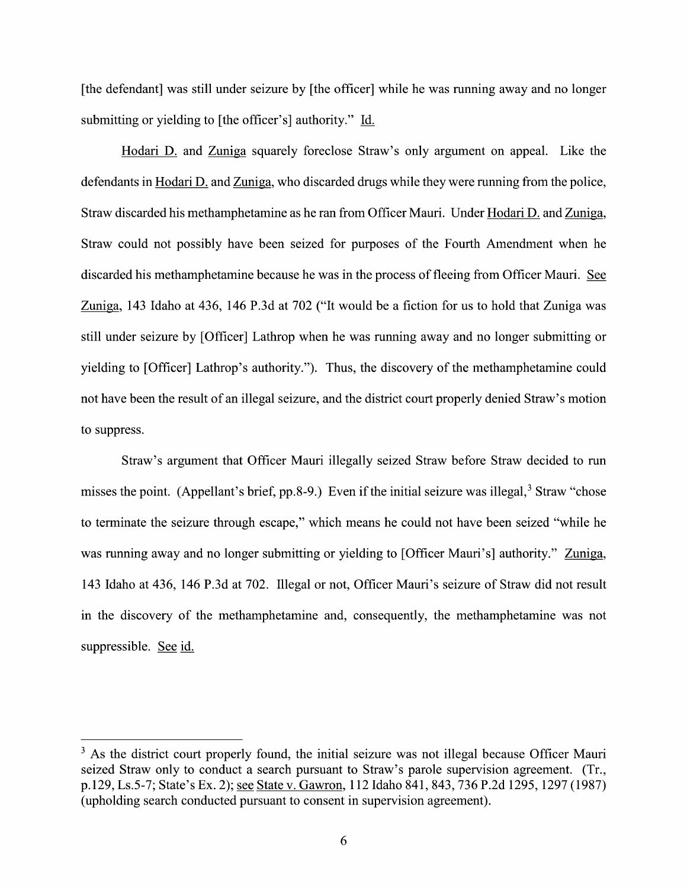[the defendant] was still under seizure by [the officer] while he was running away and no longer submitting or yielding to [the officer's] authority." Id.

Hodari D. and Zuniga squarely foreclose Straw's only argument on appeal. Like the defendants in Hodari D. and Zuniga, who discarded drugs while they were running from the police, Straw discarded his methamphetamine as he ran from Officer Mauri. Under Hodari D. and Zuniga, Straw could not possibly have been seized for purposes of the Fourth Amendment when he discarded his methamphetamine because he was in the process of fleeing from Officer Mauri. See Zuniga, 143 Idaho at 436, 146 P.3d at 702 ("It would be a fiction for us to hold that Zuniga was still under seizure by [Officer] Lathrop when he was running away and no longer submitting or yielding to [Officer] Lathrop's authority."). Thus, the discovery of the methamphetamine could not have been the result of an illegal seizure, and the district court properly denied Straw's motion to suppress.

Straw's argument that Officer Mauri illegally seized Straw before Straw decided to run misses the point. (Appellant's brief, pp.8-9.) Even if the initial seizure was illegal,[3] Straw "chose to terminate the seizure through escape," which means he could not have been seized "while he was running away and no longer submitting or yielding to [Officer Mauri's] authority." Zuniga, 143 Idaho at 436, 146 P.3d at 702. Illegal or not, Officer Mauri's seizure of Straw did not result in the discovery of the methamphetamine and, consequently, the methamphetamine was not suppressible. See id.

---

[3] As the district court properly found, the initial seizure was not illegal because Officer Mauri seized Straw only to conduct a search pursuant to Straw's parole supervision agreement. (Tr., p.129, Ls.5-7; State's Ex. 2); see State v. Gawron, 112 Idaho 841, 843, 736 P.2d 1295, 1297 (1987) (upholding search conducted pursuant to consent in supervision agreement).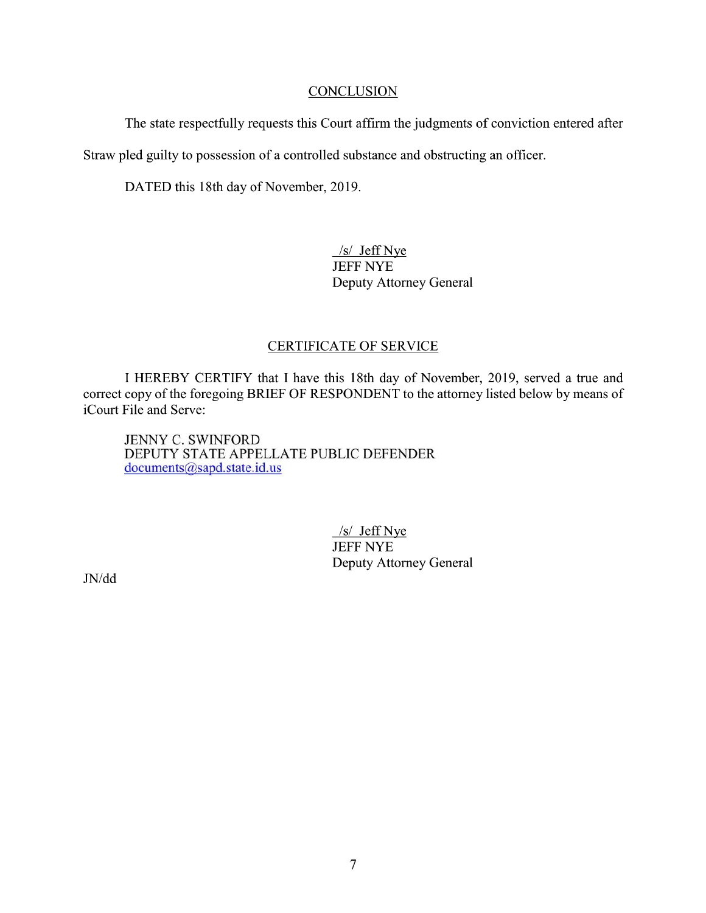## CONCLUSION

The state respectfully requests this Court affirm the judgments of conviction entered after Straw pled guilty to possession of a controlled substance and obstructing an officer.

DATED this 18th day of November, 2019.

/s/ Jeff Nye
JEFF NYE
Deputy Attorney General

## CERTIFICATE OF SERVICE

I HEREBY CERTIFY that I have this 18th day of November, 2019, served a true and correct copy of the foregoing BRIEF OF RESPONDENT to the attorney listed below by means of iCourt File and Serve:

JENNY C. SWINFORD
DEPUTY STATE APPELLATE PUBLIC DEFENDER
documents@sapd.state.id.us

/s/ Jeff Nye
JEFF NYE
Deputy Attorney General

JN/dd